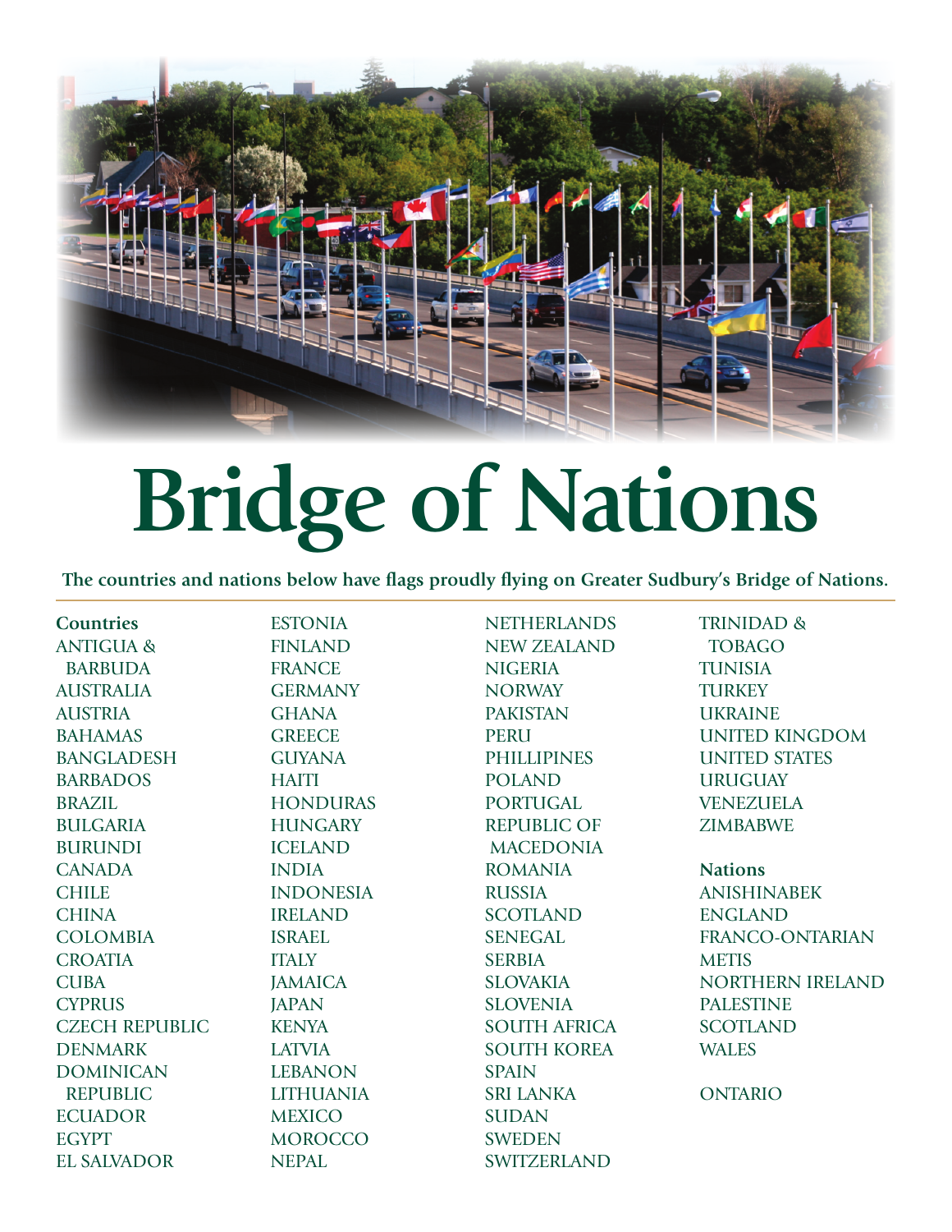# Bridge of Nations

**The countries and nations below have flags proudly flying on Greater Sudbury's Bridge of Nations.**

**Countries**

ANTIGUA & BARBUDA
AUSTRALIA
AUSTRIA
BAHAMAS
BANGLADESH
BARBADOS
BRAZIL
BULGARIA
BURUNDI
CANADA
CHILE
CHINA
COLOMBIA
CROATIA
CUBA
CYPRUS
CZECH REPUBLIC
DENMARK
DOMINICAN REPUBLIC
ECUADOR
EGYPT
EL SALVADOR
ESTONIA
FINLAND
FRANCE
GERMANY
GHANA
GREECE
GUYANA
HAITI
HONDURAS
HUNGARY
ICELAND
INDIA
INDONESIA
IRELAND
ISRAEL
ITALY
JAMAICA
JAPAN
KENYA
LATVIA
LEBANON
LITHUANIA
MEXICO
MOROCCO
NEPAL
NETHERLANDS
NEW ZEALAND
NIGERIA
NORWAY
PAKISTAN
PERU
PHILLIPINES
POLAND
PORTUGAL
REPUBLIC OF MACEDONIA
ROMANIA
RUSSIA
SCOTLAND
SENEGAL
SERBIA
SLOVAKIA
SLOVENIA
SOUTH AFRICA
SOUTH KOREA
SPAIN
SRI LANKA
SUDAN
SWEDEN
SWITZERLAND
TRINIDAD & TOBAGO
TUNISIA
TURKEY
UKRAINE
UNITED KINGDOM
UNITED STATES
URUGUAY
VENEZUELA
ZIMBABWE

**Nations**

ANISHINABEK
ENGLAND
FRANCO-ONTARIAN
METIS
NORTHERN IRELAND
PALESTINE
SCOTLAND
WALES

ONTARIO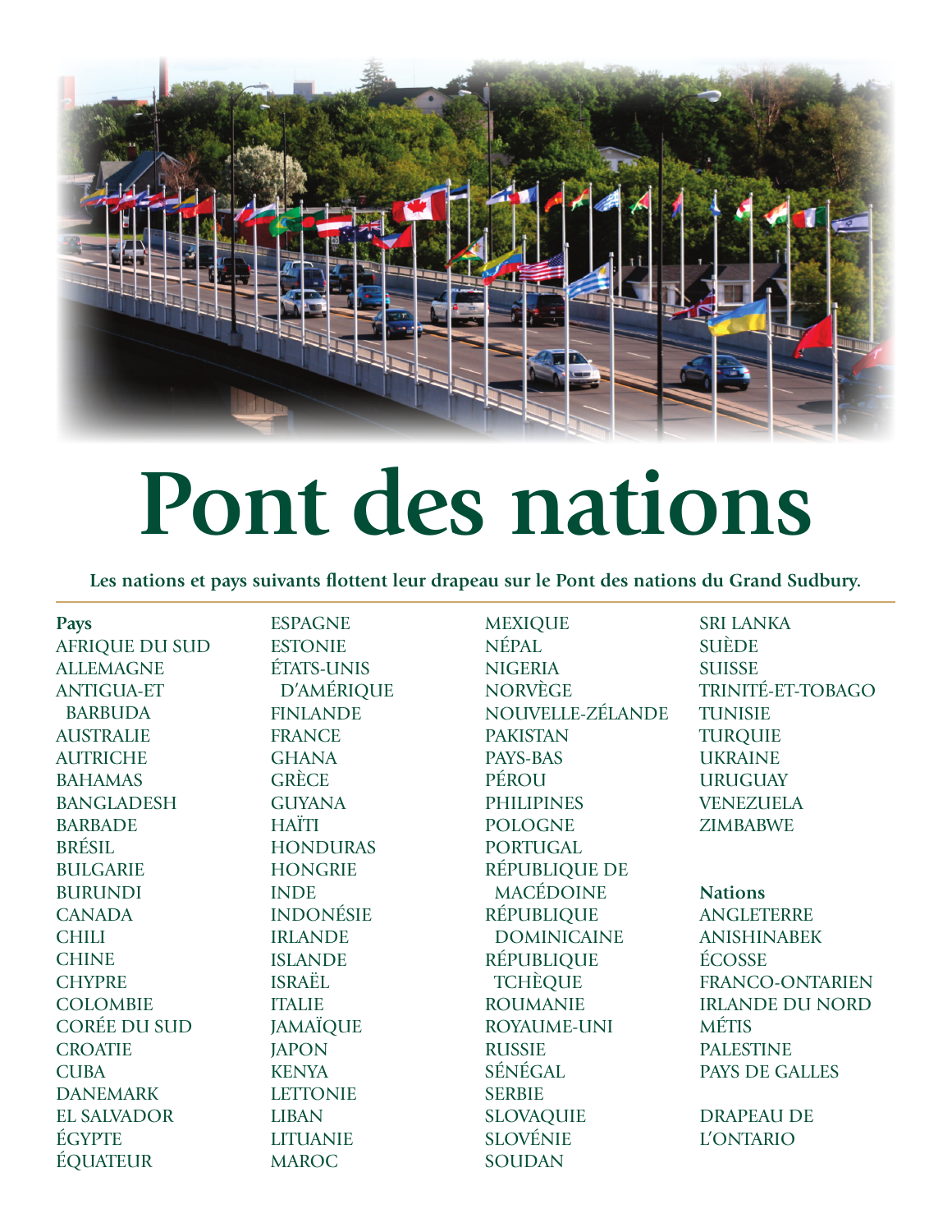# Pont des nations

**Les nations et pays suivants flottent leur drapeau sur le Pont des nations du Grand Sudbury.**

**Pays**

AFRIQUE DU SUD
ALLEMAGNE
ANTIGUA-ET BARBUDA
AUSTRALIE
AUTRICHE
BAHAMAS
BANGLADESH
BARBADE
BRÉSIL
BULGARIE
BURUNDI
CANADA
CHILI
CHINE
CHYPRE
COLOMBIE
CORÉE DU SUD
CROATIE
CUBA
DANEMARK
EL SALVADOR
ÉGYPTE
ÉQUATEUR
ESPAGNE
ESTONIE
ÉTATS-UNIS D'AMÉRIQUE
FINLANDE
FRANCE
GHANA
GRÈCE
GUYANA
HAÏTI
HONDURAS
HONGRIE
INDE
INDONÉSIE
IRLANDE
ISLANDE
ISRAËL
ITALIE
JAMAÏQUE
JAPON
KENYA
LETTONIE
LIBAN
LITUANIE
MAROC
MEXIQUE
NÉPAL
NIGERIA
NORVÈGE
NOUVELLE-ZÉLANDE
PAKISTAN
PAYS-BAS
PÉROU
PHILIPINES
POLOGNE
PORTUGAL
RÉPUBLIQUE DE MACÉDOINE
RÉPUBLIQUE DOMINICAINE
RÉPUBLIQUE TCHÈQUE
ROUMANIE
ROYAUME-UNI
RUSSIE
SÉNÉGAL
SERBIE
SLOVAQUIE
SLOVÉNIE
SOUDAN
SRI LANKA
SUÈDE
SUISSE
TRINITÉ-ET-TOBAGO
TUNISIE
TURQUIE
UKRAINE
URUGUAY
VENEZUELA
ZIMBABWE

**Nations**

ANGLETERRE
ANISHINABEK
ÉCOSSE
FRANCO-ONTARIEN
IRLANDE DU NORD
MÉTIS
PALESTINE
PAYS DE GALLES

DRAPEAU DE L'ONTARIO